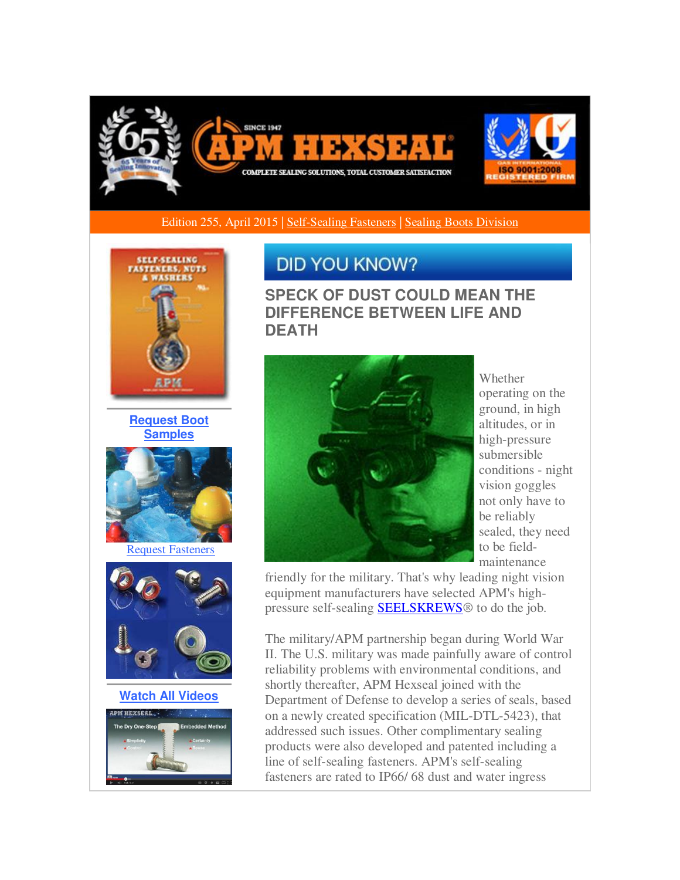Edition 255, April 2015 | Self-Sealing Fasteners | Sealing Boots Division

Request Boot Samples

Request Fasteners

Watch All Videos

# DID YOU KNOW?

## SPECK OF DUST COULD MEAN THE DIFFERENCE BETWEEN LIFE AND DEATH

Whether operating on the ground, in high altitudes, or in high-pressure submersible conditions - night vision goggles not only have to be reliably sealed, they need to be field-maintenance friendly for the military. That's why leading night vision equipment manufacturers have selected APM's high-pressure self-sealing SEELSKREWS® to do the job.

The military/APM partnership began during World War II. The U.S. military was made painfully aware of control reliability problems with environmental conditions, and shortly thereafter, APM Hexseal joined with the Department of Defense to develop a series of seals, based on a newly created specification (MIL-DTL-5423), that addressed such issues. Other complimentary sealing products were also developed and patented including a line of self-sealing fasteners. APM's self-sealing fasteners are rated to IP66/ 68 dust and water ingress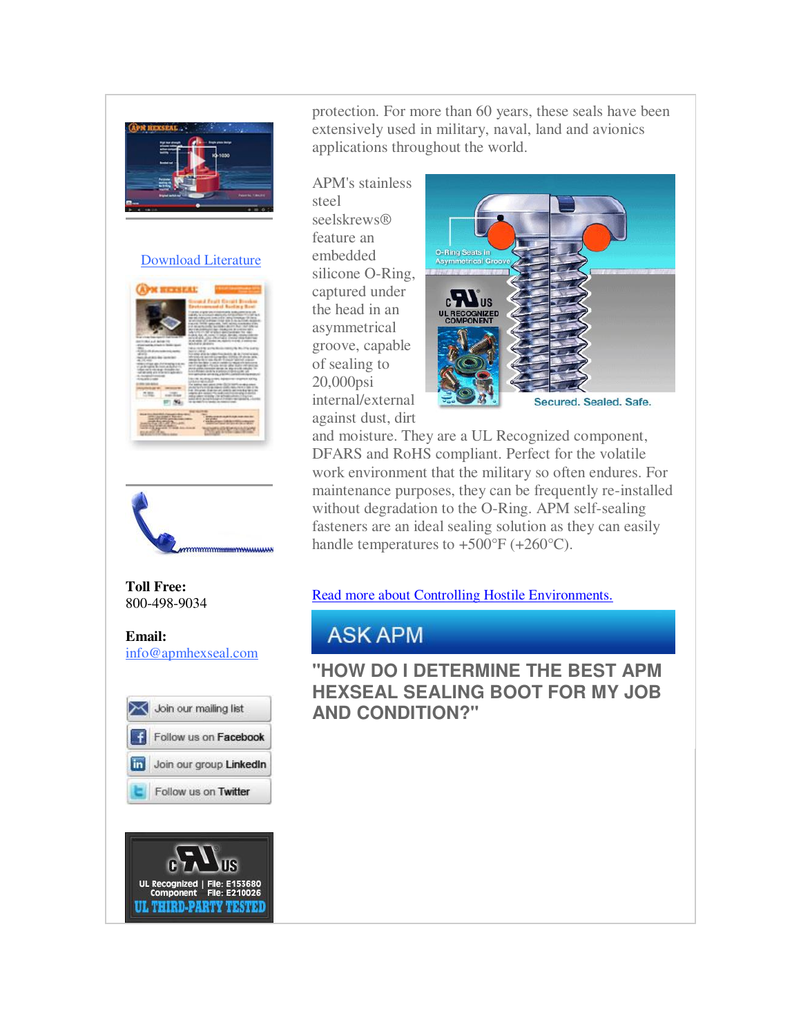protection. For more than 60 years, these seals have been extensively used in military, naval, land and avionics applications throughout the world.

APM's stainless steel seelskrews® feature an embedded silicone O-Ring, captured under the head in an asymmetrical groove, capable of sealing to 20,000psi internal/external against dust, dirt and moisture. They are a UL Recognized component, DFARS and RoHS compliant. Perfect for the volatile work environment that the military so often endures. For maintenance purposes, they can be frequently re-installed without degradation to the O-Ring. APM self-sealing fasteners are an ideal sealing solution as they can easily handle temperatures to +500°F (+260°C).

[Read more about Controlling Hostile Environments.]

## ASK APM

### "HOW DO I DETERMINE THE BEST APM HEXSEAL SEALING BOOT FOR MY JOB AND CONDITION?"

[Download Literature]

**Toll Free:**
800-498-9034

**Email:**
info@apmhexseal.com

Join our mailing list

Follow us on Facebook

Join our group LinkedIn

Follow us on Twitter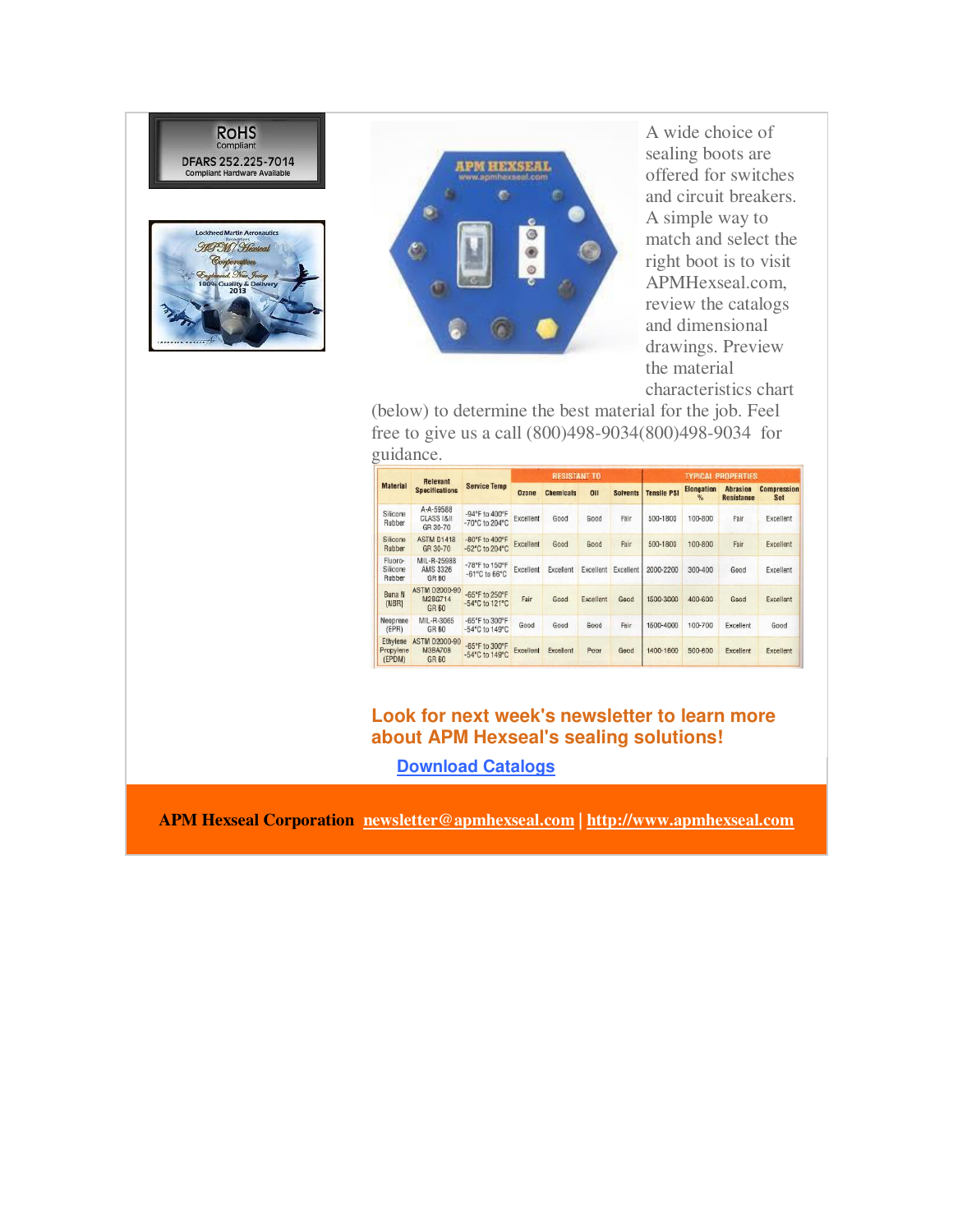A wide choice of sealing boots are offered for switches and circuit breakers. A simple way to match and select the right boot is to visit APMHexseal.com, review the catalogs and dimensional drawings. Preview the material characteristics chart (below) to determine the best material for the job. Feel free to give us a call (800)498-9034(800)498-9034 for guidance.

| Material | Relevant Specifications | Service Temp | RESISTANT TO | | | | TYPICAL PROPERTIES | | | |
|---|---|---|---|---|---|---|---|---|---|---|
| | | | Ozone | Chemicals | Oil | Solvents | Tensile PSI | Elongation % | Abrasion Resistance | Compression Set |
| Silicone Rubber | A-A-59588 CLASS I&II GR 30-70 | -94°F to 400°F -70°C to 204°C | Excellent | Good | Good | Fair | 500-1800 | 100-800 | Fair | Excellent |
| Silicone Rubber | ASTM D1418 GR 30-70 | -80°F to 400°F -62°C to 204°C | Excellent | Good | Good | Fair | 500-1800 | 100-800 | Fair | Excellent |
| Fluoro-Silicone Rubber | MIL-R-25988 AMS 3326 GR 60 | -78°F to 150°F -61°C to 66°C | Excellent | Excellent | Excellent | Excellent | 2000-2200 | 300-400 | Good | Excellent |
| Buna N (NBR) | ASTM D2000-90 M2BG714 GR 60 | -65°F to 250°F -54°C to 121°C | Fair | Good | Excellent | Good | 1500-3000 | 400-600 | Good | Excellent |
| Neoprene (EPR) | MIL-R-3065 GR 60 | -65°F to 300°F -54°C to 149°C | Good | Good | Good | Fair | 1600-4000 | 100-700 | Excellent | Good |
| Ethylene Propylene (EPDM) | ASTM D2000-90 M3BA708 GR 60 | -65°F to 300°F -54°C to 149°C | Excellent | Excellent | Poor | Good | 1400-1600 | 500-600 | Excellent | Excellent |

**Look for next week's newsletter to learn more about APM Hexseal's sealing solutions!**

**Download Catalogs**

**APM Hexseal Corporation** newsletter@apmhexseal.com | http://www.apmhexseal.com